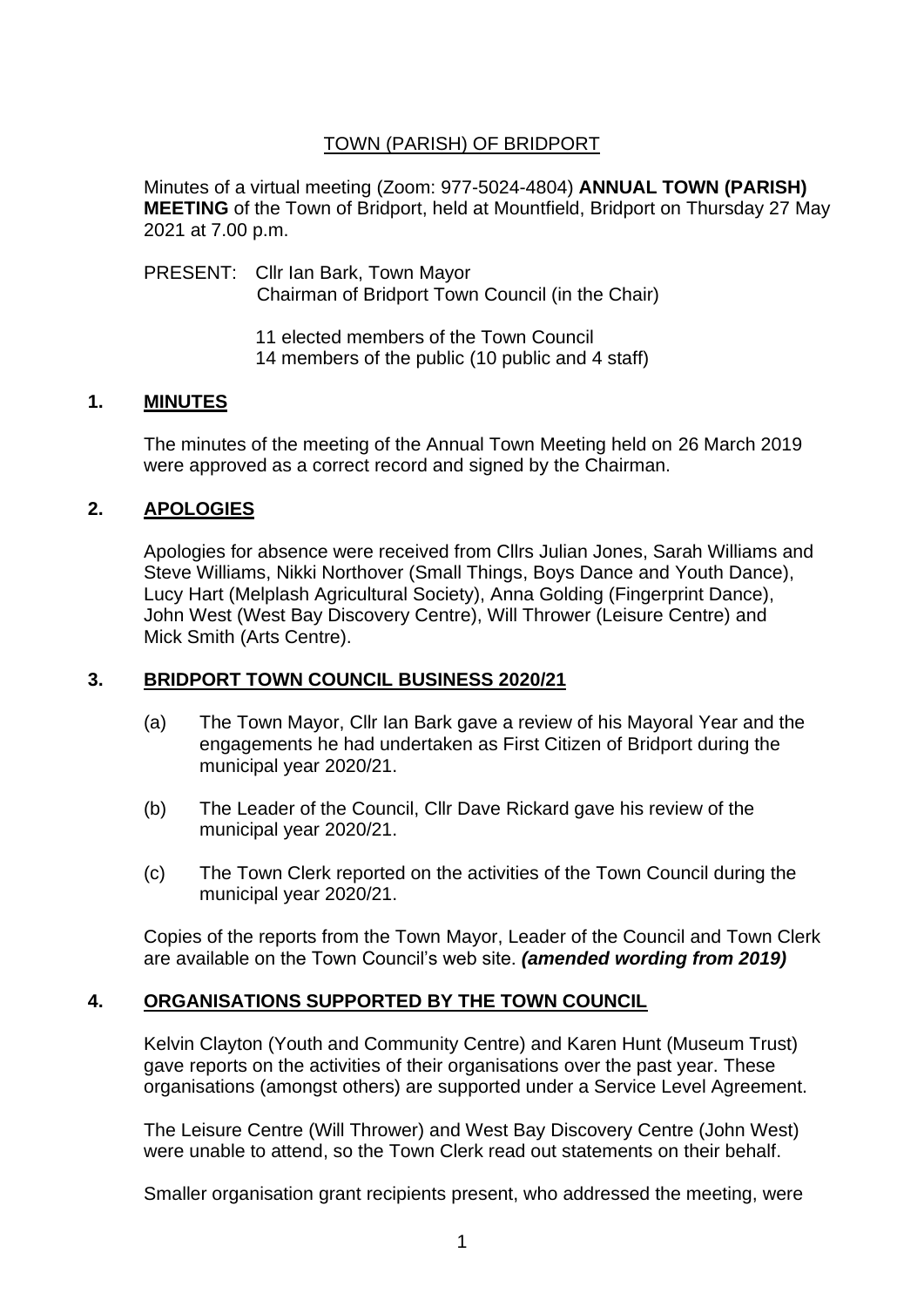TOWN (PARISH) OF BRIDPORT

Minutes of a virtual meeting (Zoom: 977-5024-4804) **ANNUAL TOWN (PARISH) MEETING** of the Town of Bridport, held at Mountfield, Bridport on Thursday 27 May 2021 at 7.00 p.m.

PRESENT: Cllr Ian Bark, Town Mayor
Chairman of Bridport Town Council (in the Chair)

11 elected members of the Town Council
14 members of the public (10 public and 4 staff)

## 1. MINUTES

The minutes of the meeting of the Annual Town Meeting held on 26 March 2019 were approved as a correct record and signed by the Chairman.

## 2. APOLOGIES

Apologies for absence were received from Cllrs Julian Jones, Sarah Williams and Steve Williams, Nikki Northover (Small Things, Boys Dance and Youth Dance), Lucy Hart (Melplash Agricultural Society), Anna Golding (Fingerprint Dance), John West (West Bay Discovery Centre), Will Thrower (Leisure Centre) and Mick Smith (Arts Centre).

## 3. BRIDPORT TOWN COUNCIL BUSINESS 2020/21

(a) The Town Mayor, Cllr Ian Bark gave a review of his Mayoral Year and the engagements he had undertaken as First Citizen of Bridport during the municipal year 2020/21.

(b) The Leader of the Council, Cllr Dave Rickard gave his review of the municipal year 2020/21.

(c) The Town Clerk reported on the activities of the Town Council during the municipal year 2020/21.

Copies of the reports from the Town Mayor, Leader of the Council and Town Clerk are available on the Town Council's web site. ***(amended wording from 2019)***

## 4. ORGANISATIONS SUPPORTED BY THE TOWN COUNCIL

Kelvin Clayton (Youth and Community Centre) and Karen Hunt (Museum Trust) gave reports on the activities of their organisations over the past year. These organisations (amongst others) are supported under a Service Level Agreement.

The Leisure Centre (Will Thrower) and West Bay Discovery Centre (John West) were unable to attend, so the Town Clerk read out statements on their behalf.

Smaller organisation grant recipients present, who addressed the meeting, were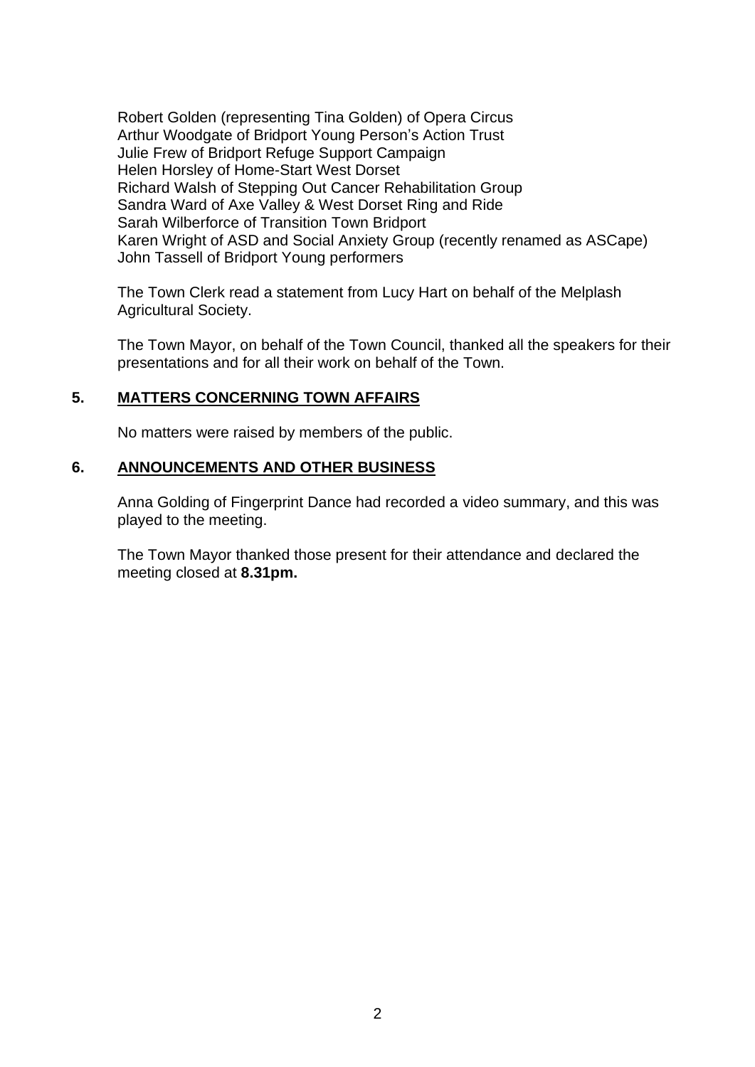Robert Golden (representing Tina Golden) of Opera Circus
Arthur Woodgate of Bridport Young Person's Action Trust
Julie Frew of Bridport Refuge Support Campaign
Helen Horsley of Home-Start West Dorset
Richard Walsh of Stepping Out Cancer Rehabilitation Group
Sandra Ward of Axe Valley & West Dorset Ring and Ride
Sarah Wilberforce of Transition Town Bridport
Karen Wright of ASD and Social Anxiety Group (recently renamed as ASCape)
John Tassell of Bridport Young performers

The Town Clerk read a statement from Lucy Hart on behalf of the Melplash Agricultural Society.

The Town Mayor, on behalf of the Town Council, thanked all the speakers for their presentations and for all their work on behalf of the Town.

## 5. MATTERS CONCERNING TOWN AFFAIRS

No matters were raised by members of the public.

## 6. ANNOUNCEMENTS AND OTHER BUSINESS

Anna Golding of Fingerprint Dance had recorded a video summary, and this was played to the meeting.

The Town Mayor thanked those present for their attendance and declared the meeting closed at **8.31pm.**